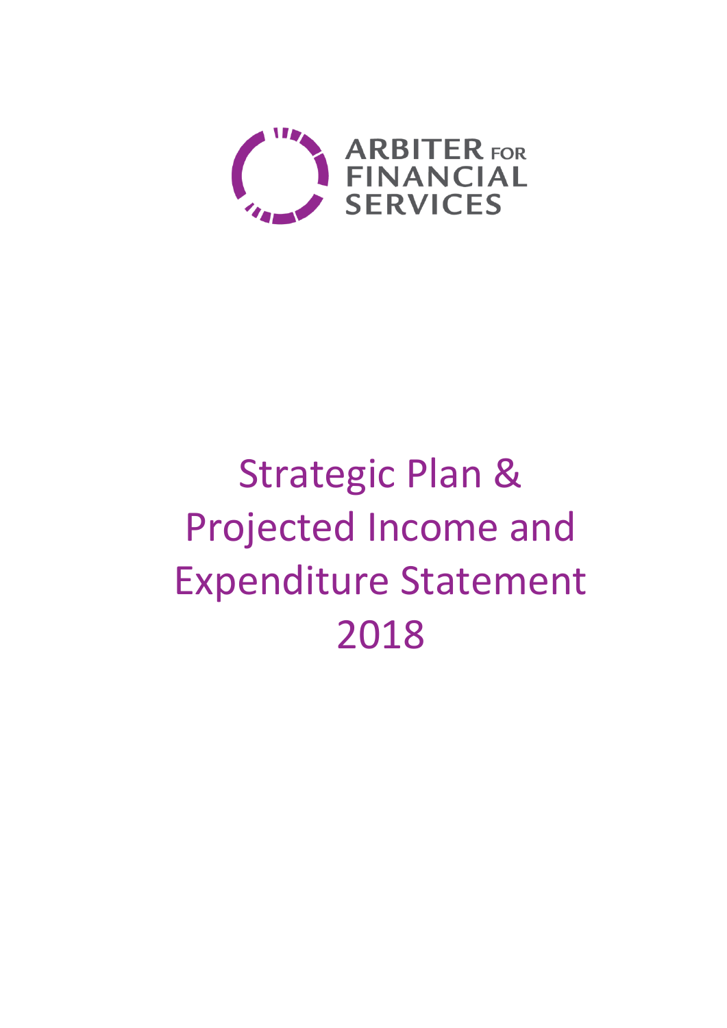ARBITER FOR FINANCIAL SERVICES

# Strategic Plan & Projected Income and Expenditure Statement 2018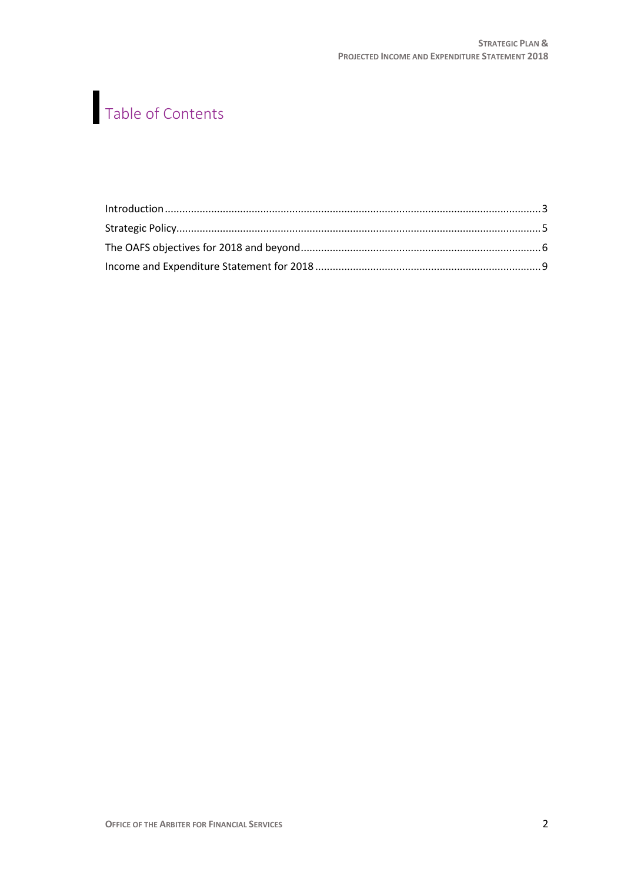# Table of Contents

Introduction .................................................................................................................................3
Strategic Policy.............................................................................................................................5
The OAFS objectives for 2018 and beyond..................................................................................6
Income and Expenditure Statement for 2018 .............................................................................9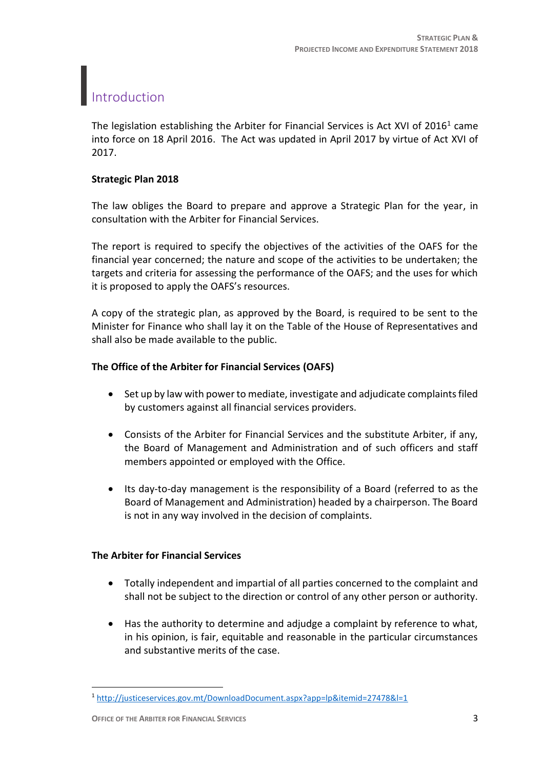# Introduction

The legislation establishing the Arbiter for Financial Services is Act XVI of 2016[1] came into force on 18 April 2016. The Act was updated in April 2017 by virtue of Act XVI of 2017.

**Strategic Plan 2018**

The law obliges the Board to prepare and approve a Strategic Plan for the year, in consultation with the Arbiter for Financial Services.

The report is required to specify the objectives of the activities of the OAFS for the financial year concerned; the nature and scope of the activities to be undertaken; the targets and criteria for assessing the performance of the OAFS; and the uses for which it is proposed to apply the OAFS's resources.

A copy of the strategic plan, as approved by the Board, is required to be sent to the Minister for Finance who shall lay it on the Table of the House of Representatives and shall also be made available to the public.

**The Office of the Arbiter for Financial Services (OAFS)**

- Set up by law with power to mediate, investigate and adjudicate complaints filed by customers against all financial services providers.
- Consists of the Arbiter for Financial Services and the substitute Arbiter, if any, the Board of Management and Administration and of such officers and staff members appointed or employed with the Office.
- Its day-to-day management is the responsibility of a Board (referred to as the Board of Management and Administration) headed by a chairperson. The Board is not in any way involved in the decision of complaints.

**The Arbiter for Financial Services**

- Totally independent and impartial of all parties concerned to the complaint and shall not be subject to the direction or control of any other person or authority.
- Has the authority to determine and adjudge a complaint by reference to what, in his opinion, is fair, equitable and reasonable in the particular circumstances and substantive merits of the case.

---

[1] http://justiceservices.gov.mt/DownloadDocument.aspx?app=lp&itemid=27478&l=1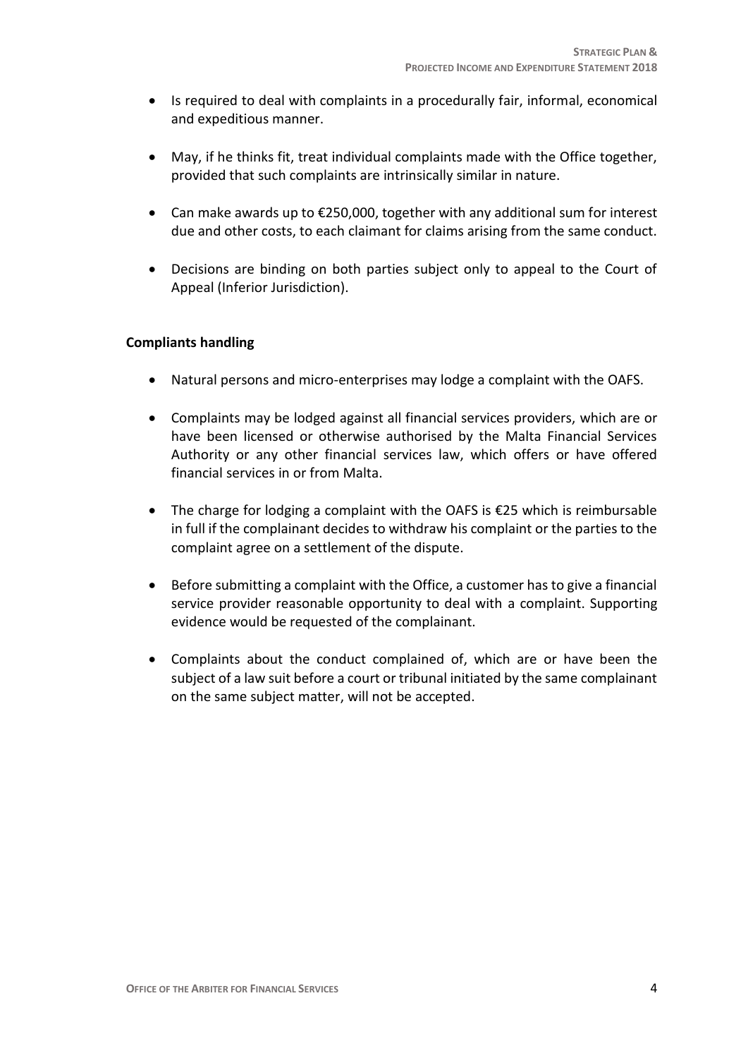- Is required to deal with complaints in a procedurally fair, informal, economical and expeditious manner.

- May, if he thinks fit, treat individual complaints made with the Office together, provided that such complaints are intrinsically similar in nature.

- Can make awards up to €250,000, together with any additional sum for interest due and other costs, to each claimant for claims arising from the same conduct.

- Decisions are binding on both parties subject only to appeal to the Court of Appeal (Inferior Jurisdiction).

**Compliants handling**

- Natural persons and micro-enterprises may lodge a complaint with the OAFS.

- Complaints may be lodged against all financial services providers, which are or have been licensed or otherwise authorised by the Malta Financial Services Authority or any other financial services law, which offers or have offered financial services in or from Malta.

- The charge for lodging a complaint with the OAFS is €25 which is reimbursable in full if the complainant decides to withdraw his complaint or the parties to the complaint agree on a settlement of the dispute.

- Before submitting a complaint with the Office, a customer has to give a financial service provider reasonable opportunity to deal with a complaint. Supporting evidence would be requested of the complainant.

- Complaints about the conduct complained of, which are or have been the subject of a law suit before a court or tribunal initiated by the same complainant on the same subject matter, will not be accepted.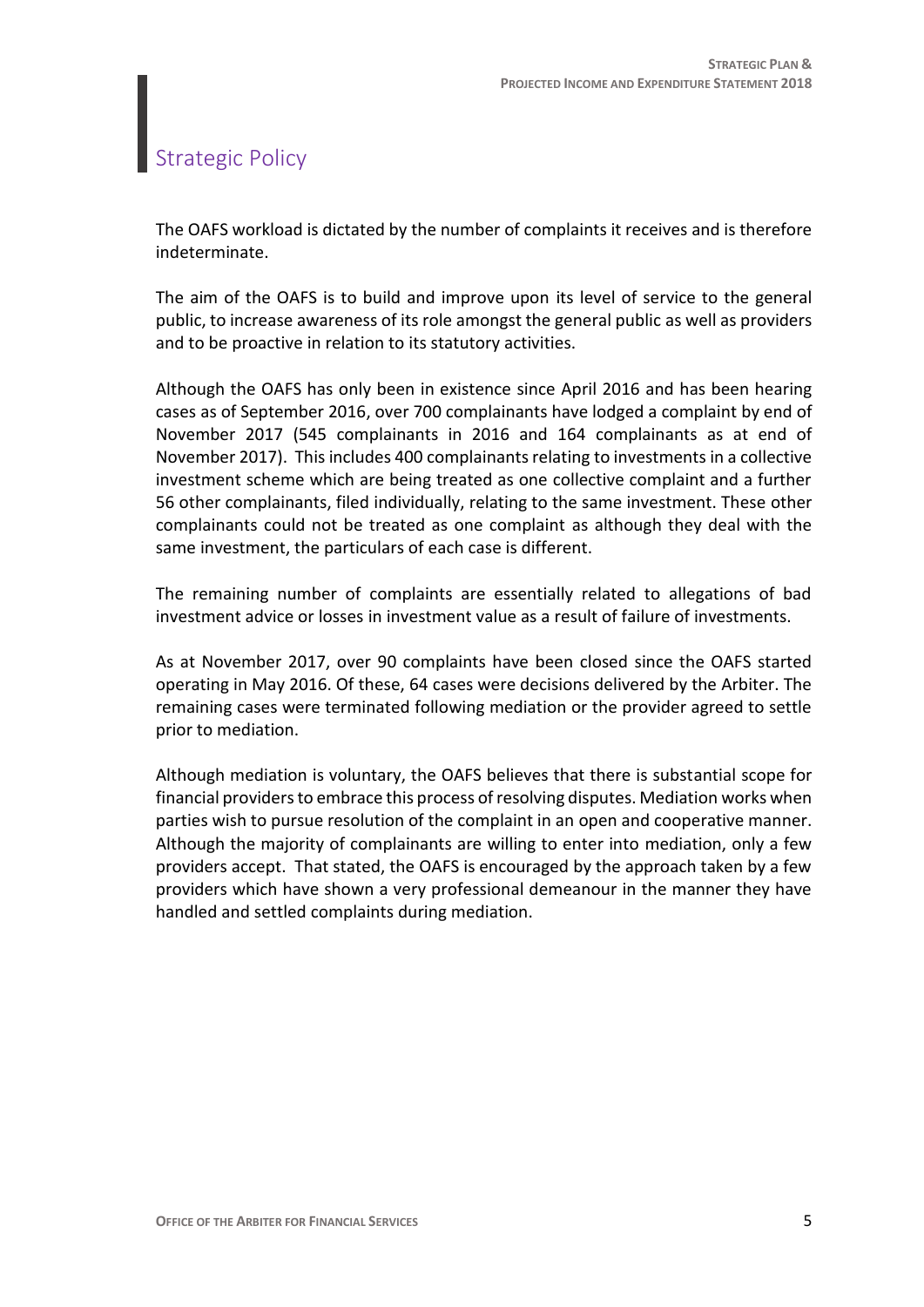## Strategic Policy

The OAFS workload is dictated by the number of complaints it receives and is therefore indeterminate.

The aim of the OAFS is to build and improve upon its level of service to the general public, to increase awareness of its role amongst the general public as well as providers and to be proactive in relation to its statutory activities.

Although the OAFS has only been in existence since April 2016 and has been hearing cases as of September 2016, over 700 complainants have lodged a complaint by end of November 2017 (545 complainants in 2016 and 164 complainants as at end of November 2017). This includes 400 complainants relating to investments in a collective investment scheme which are being treated as one collective complaint and a further 56 other complainants, filed individually, relating to the same investment. These other complainants could not be treated as one complaint as although they deal with the same investment, the particulars of each case is different.

The remaining number of complaints are essentially related to allegations of bad investment advice or losses in investment value as a result of failure of investments.

As at November 2017, over 90 complaints have been closed since the OAFS started operating in May 2016. Of these, 64 cases were decisions delivered by the Arbiter. The remaining cases were terminated following mediation or the provider agreed to settle prior to mediation.

Although mediation is voluntary, the OAFS believes that there is substantial scope for financial providers to embrace this process of resolving disputes. Mediation works when parties wish to pursue resolution of the complaint in an open and cooperative manner. Although the majority of complainants are willing to enter into mediation, only a few providers accept. That stated, the OAFS is encouraged by the approach taken by a few providers which have shown a very professional demeanour in the manner they have handled and settled complaints during mediation.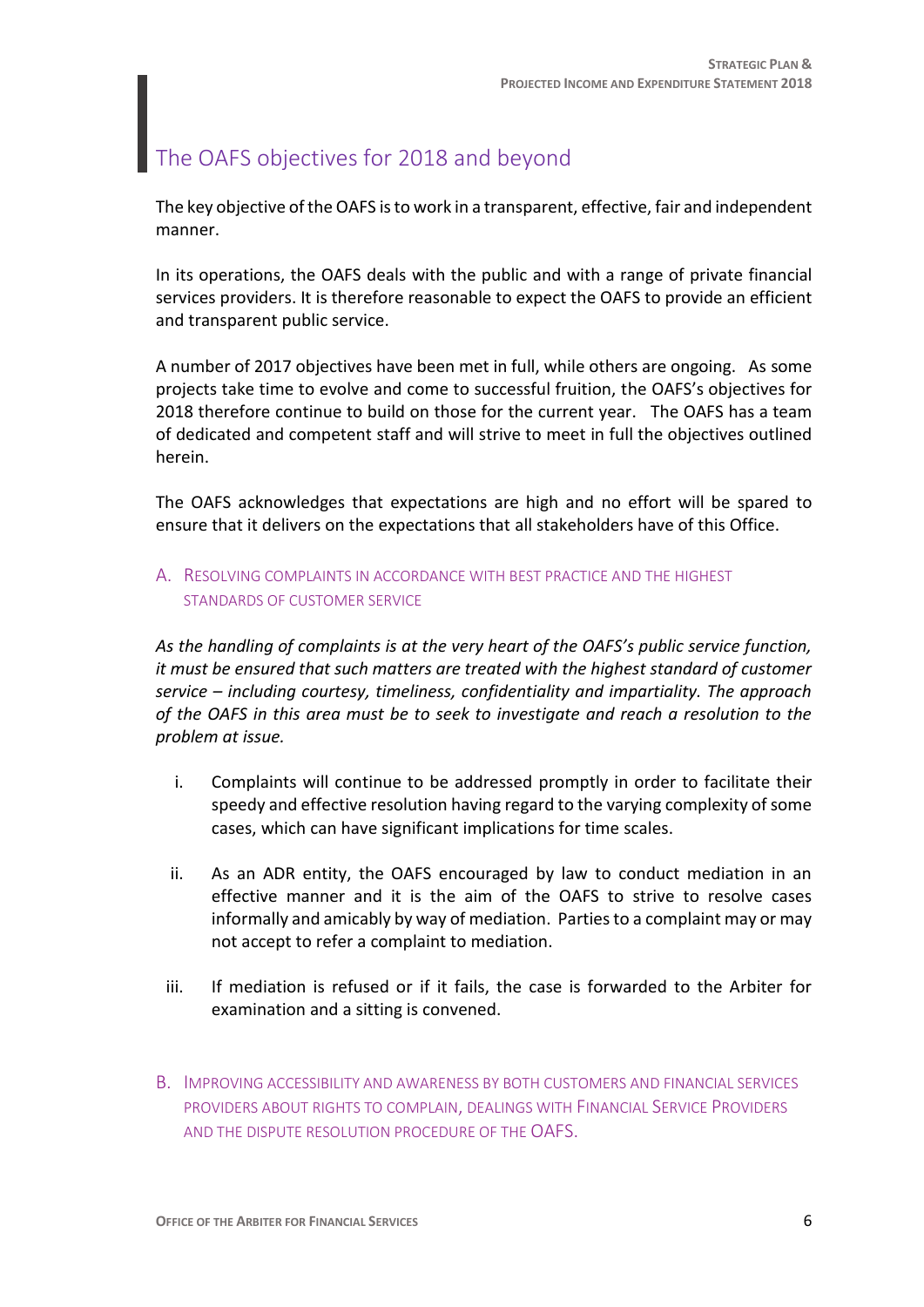## The OAFS objectives for 2018 and beyond

The key objective of the OAFS is to work in a transparent, effective, fair and independent manner.

In its operations, the OAFS deals with the public and with a range of private financial services providers. It is therefore reasonable to expect the OAFS to provide an efficient and transparent public service.

A number of 2017 objectives have been met in full, while others are ongoing. As some projects take time to evolve and come to successful fruition, the OAFS's objectives for 2018 therefore continue to build on those for the current year. The OAFS has a team of dedicated and competent staff and will strive to meet in full the objectives outlined herein.

The OAFS acknowledges that expectations are high and no effort will be spared to ensure that it delivers on the expectations that all stakeholders have of this Office.

### A. Resolving complaints in accordance with best practice and the highest standards of customer service

*As the handling of complaints is at the very heart of the OAFS's public service function, it must be ensured that such matters are treated with the highest standard of customer service – including courtesy, timeliness, confidentiality and impartiality. The approach of the OAFS in this area must be to seek to investigate and reach a resolution to the problem at issue.*

i. Complaints will continue to be addressed promptly in order to facilitate their speedy and effective resolution having regard to the varying complexity of some cases, which can have significant implications for time scales.

ii. As an ADR entity, the OAFS encouraged by law to conduct mediation in an effective manner and it is the aim of the OAFS to strive to resolve cases informally and amicably by way of mediation. Parties to a complaint may or may not accept to refer a complaint to mediation.

iii. If mediation is refused or if it fails, the case is forwarded to the Arbiter for examination and a sitting is convened.

### B. Improving accessibility and awareness by both customers and financial services providers about rights to complain, dealings with Financial Service Providers and the dispute resolution procedure of the OAFS.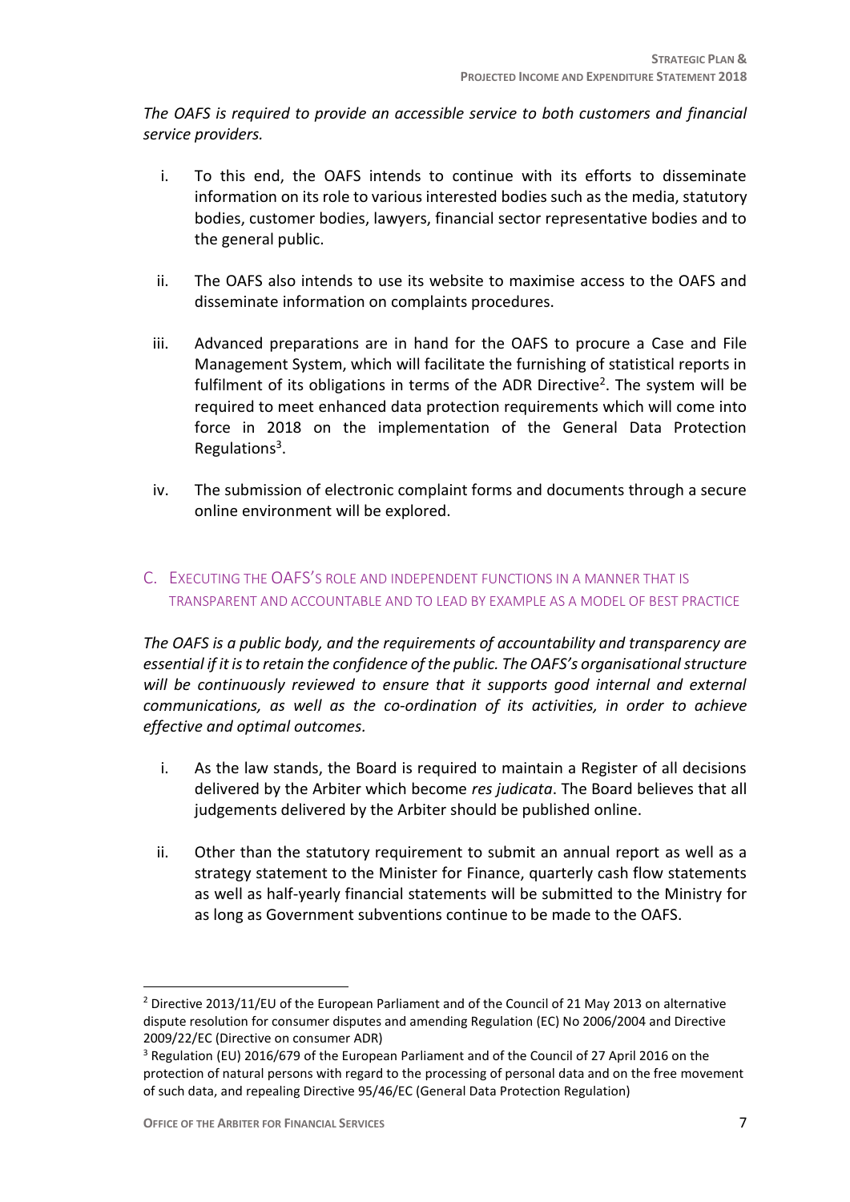*The OAFS is required to provide an accessible service to both customers and financial service providers.*

i. To this end, the OAFS intends to continue with its efforts to disseminate information on its role to various interested bodies such as the media, statutory bodies, customer bodies, lawyers, financial sector representative bodies and to the general public.

ii. The OAFS also intends to use its website to maximise access to the OAFS and disseminate information on complaints procedures.

iii. Advanced preparations are in hand for the OAFS to procure a Case and File Management System, which will facilitate the furnishing of statistical reports in fulfilment of its obligations in terms of the ADR Directive[2]. The system will be required to meet enhanced data protection requirements which will come into force in 2018 on the implementation of the General Data Protection Regulations[3].

iv. The submission of electronic complaint forms and documents through a secure online environment will be explored.

## C. Executing the OAFS's role and independent functions in a manner that is transparent and accountable and to lead by example as a model of best practice

*The OAFS is a public body, and the requirements of accountability and transparency are essential if it is to retain the confidence of the public. The OAFS's organisational structure will be continuously reviewed to ensure that it supports good internal and external communications, as well as the co-ordination of its activities, in order to achieve effective and optimal outcomes.*

i. As the law stands, the Board is required to maintain a Register of all decisions delivered by the Arbiter which become *res judicata*. The Board believes that all judgements delivered by the Arbiter should be published online.

ii. Other than the statutory requirement to submit an annual report as well as a strategy statement to the Minister for Finance, quarterly cash flow statements as well as half-yearly financial statements will be submitted to the Ministry for as long as Government subventions continue to be made to the OAFS.

---

[2] Directive 2013/11/EU of the European Parliament and of the Council of 21 May 2013 on alternative dispute resolution for consumer disputes and amending Regulation (EC) No 2006/2004 and Directive 2009/22/EC (Directive on consumer ADR)

[3] Regulation (EU) 2016/679 of the European Parliament and of the Council of 27 April 2016 on the protection of natural persons with regard to the processing of personal data and on the free movement of such data, and repealing Directive 95/46/EC (General Data Protection Regulation)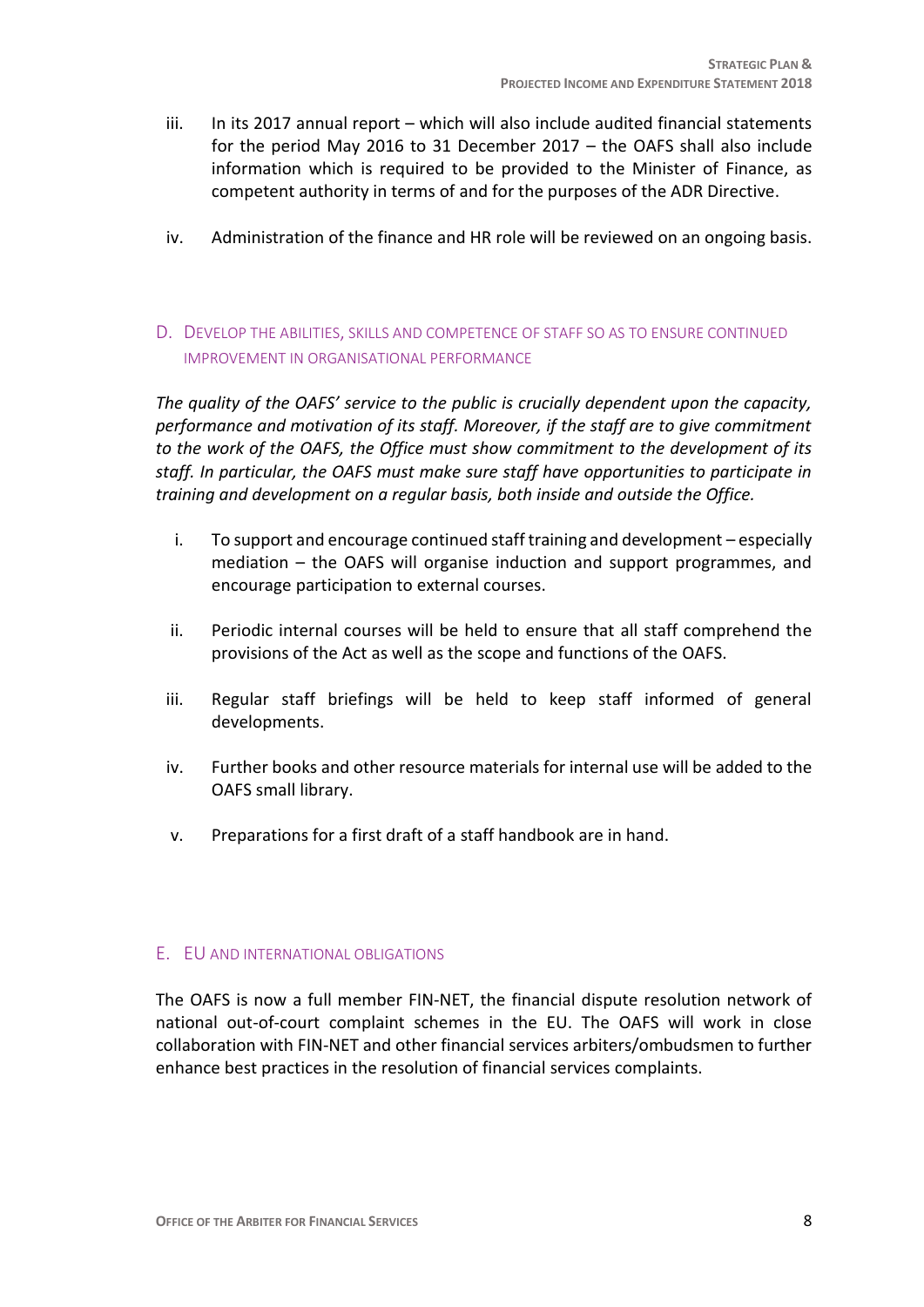iii. In its 2017 annual report – which will also include audited financial statements for the period May 2016 to 31 December 2017 – the OAFS shall also include information which is required to be provided to the Minister of Finance, as competent authority in terms of and for the purposes of the ADR Directive.

iv. Administration of the finance and HR role will be reviewed on an ongoing basis.

## D. Develop the abilities, skills and competence of staff so as to ensure continued improvement in organisational performance

*The quality of the OAFS' service to the public is crucially dependent upon the capacity, performance and motivation of its staff. Moreover, if the staff are to give commitment to the work of the OAFS, the Office must show commitment to the development of its staff. In particular, the OAFS must make sure staff have opportunities to participate in training and development on a regular basis, both inside and outside the Office.*

i. To support and encourage continued staff training and development – especially mediation – the OAFS will organise induction and support programmes, and encourage participation to external courses.

ii. Periodic internal courses will be held to ensure that all staff comprehend the provisions of the Act as well as the scope and functions of the OAFS.

iii. Regular staff briefings will be held to keep staff informed of general developments.

iv. Further books and other resource materials for internal use will be added to the OAFS small library.

v. Preparations for a first draft of a staff handbook are in hand.

## E. EU and international obligations

The OAFS is now a full member FIN-NET, the financial dispute resolution network of national out-of-court complaint schemes in the EU. The OAFS will work in close collaboration with FIN-NET and other financial services arbiters/ombudsmen to further enhance best practices in the resolution of financial services complaints.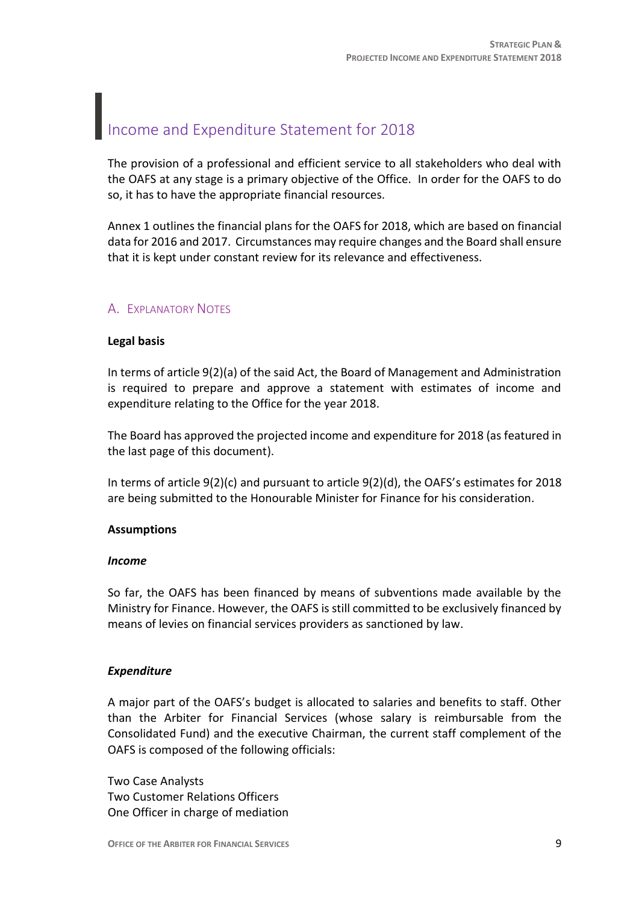# Income and Expenditure Statement for 2018

The provision of a professional and efficient service to all stakeholders who deal with the OAFS at any stage is a primary objective of the Office. In order for the OAFS to do so, it has to have the appropriate financial resources.

Annex 1 outlines the financial plans for the OAFS for 2018, which are based on financial data for 2016 and 2017. Circumstances may require changes and the Board shall ensure that it is kept under constant review for its relevance and effectiveness.

## A. Explanatory Notes

**Legal basis**

In terms of article 9(2)(a) of the said Act, the Board of Management and Administration is required to prepare and approve a statement with estimates of income and expenditure relating to the Office for the year 2018.

The Board has approved the projected income and expenditure for 2018 (as featured in the last page of this document).

In terms of article 9(2)(c) and pursuant to article 9(2)(d), the OAFS's estimates for 2018 are being submitted to the Honourable Minister for Finance for his consideration.

**Assumptions**

***Income***

So far, the OAFS has been financed by means of subventions made available by the Ministry for Finance. However, the OAFS is still committed to be exclusively financed by means of levies on financial services providers as sanctioned by law.

***Expenditure***

A major part of the OAFS's budget is allocated to salaries and benefits to staff. Other than the Arbiter for Financial Services (whose salary is reimbursable from the Consolidated Fund) and the executive Chairman, the current staff complement of the OAFS is composed of the following officials:

Two Case Analysts
Two Customer Relations Officers
One Officer in charge of mediation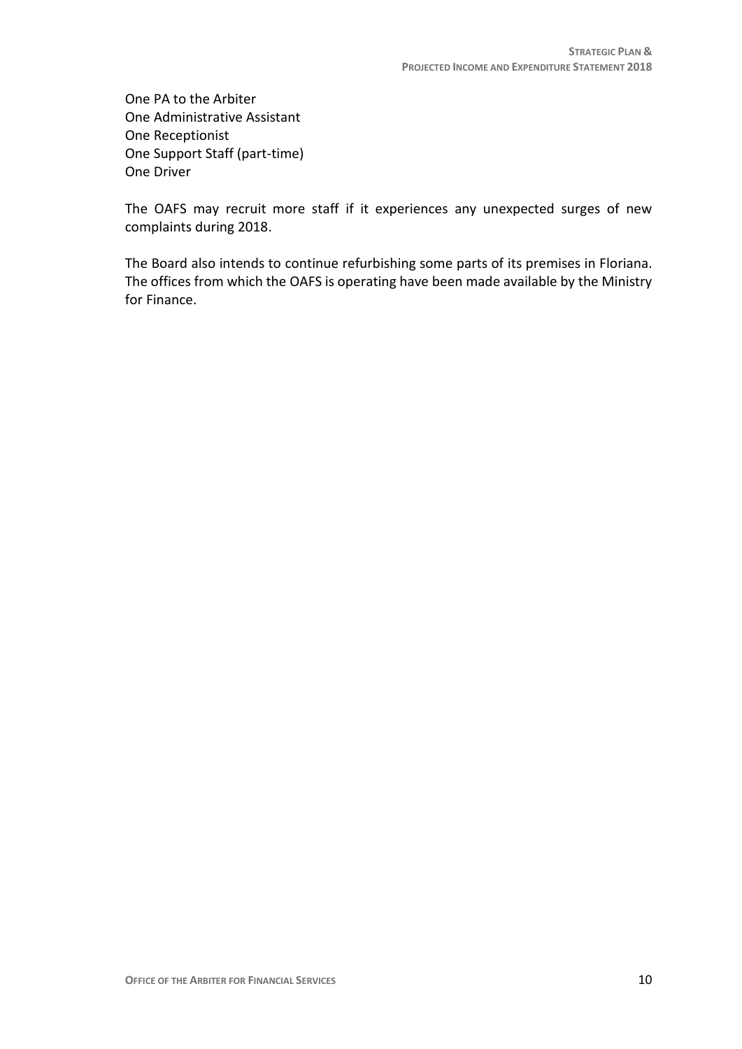One PA to the Arbiter  
One Administrative Assistant  
One Receptionist  
One Support Staff (part-time)  
One Driver

The OAFS may recruit more staff if it experiences any unexpected surges of new complaints during 2018.

The Board also intends to continue refurbishing some parts of its premises in Floriana. The offices from which the OAFS is operating have been made available by the Ministry for Finance.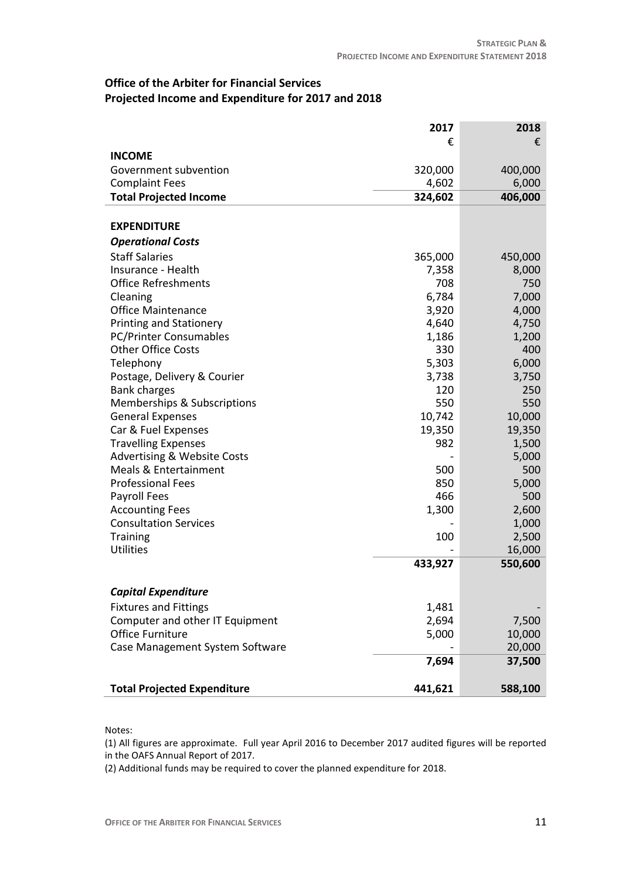**Office of the Arbiter for Financial Services**
**Projected Income and Expenditure for 2017 and 2018**

| | 2017 | 2018 |
|---|---|---|
| | € | € |
| **INCOME** | | |
| Government subvention | 320,000 | 400,000 |
| Complaint Fees | 4,602 | 6,000 |
| **Total Projected Income** | **324,602** | **406,000** |
| | | |
| **EXPENDITURE** | | |
| ***Operational Costs*** | | |
| Staff Salaries | 365,000 | 450,000 |
| Insurance - Health | 7,358 | 8,000 |
| Office Refreshments | 708 | 750 |
| Cleaning | 6,784 | 7,000 |
| Office Maintenance | 3,920 | 4,000 |
| Printing and Stationery | 4,640 | 4,750 |
| PC/Printer Consumables | 1,186 | 1,200 |
| Other Office Costs | 330 | 400 |
| Telephony | 5,303 | 6,000 |
| Postage, Delivery & Courier | 3,738 | 3,750 |
| Bank charges | 120 | 250 |
| Memberships & Subscriptions | 550 | 550 |
| General Expenses | 10,742 | 10,000 |
| Car & Fuel Expenses | 19,350 | 19,350 |
| Travelling Expenses | 982 | 1,500 |
| Advertising & Website Costs | - | 5,000 |
| Meals & Entertainment | 500 | 500 |
| Professional Fees | 850 | 5,000 |
| Payroll Fees | 466 | 500 |
| Accounting Fees | 1,300 | 2,600 |
| Consultation Services | - | 1,000 |
| Training | 100 | 2,500 |
| Utilities | - | 16,000 |
| | **433,927** | **550,600** |
| | | |
| ***Capital Expenditure*** | | |
| Fixtures and Fittings | 1,481 | - |
| Computer and other IT Equipment | 2,694 | 7,500 |
| Office Furniture | 5,000 | 10,000 |
| Case Management System Software | - | 20,000 |
| | **7,694** | **37,500** |
| | | |
| **Total Projected Expenditure** | **441,621** | **588,100** |

Notes:

(1) All figures are approximate. Full year April 2016 to December 2017 audited figures will be reported in the OAFS Annual Report of 2017.

(2) Additional funds may be required to cover the planned expenditure for 2018.